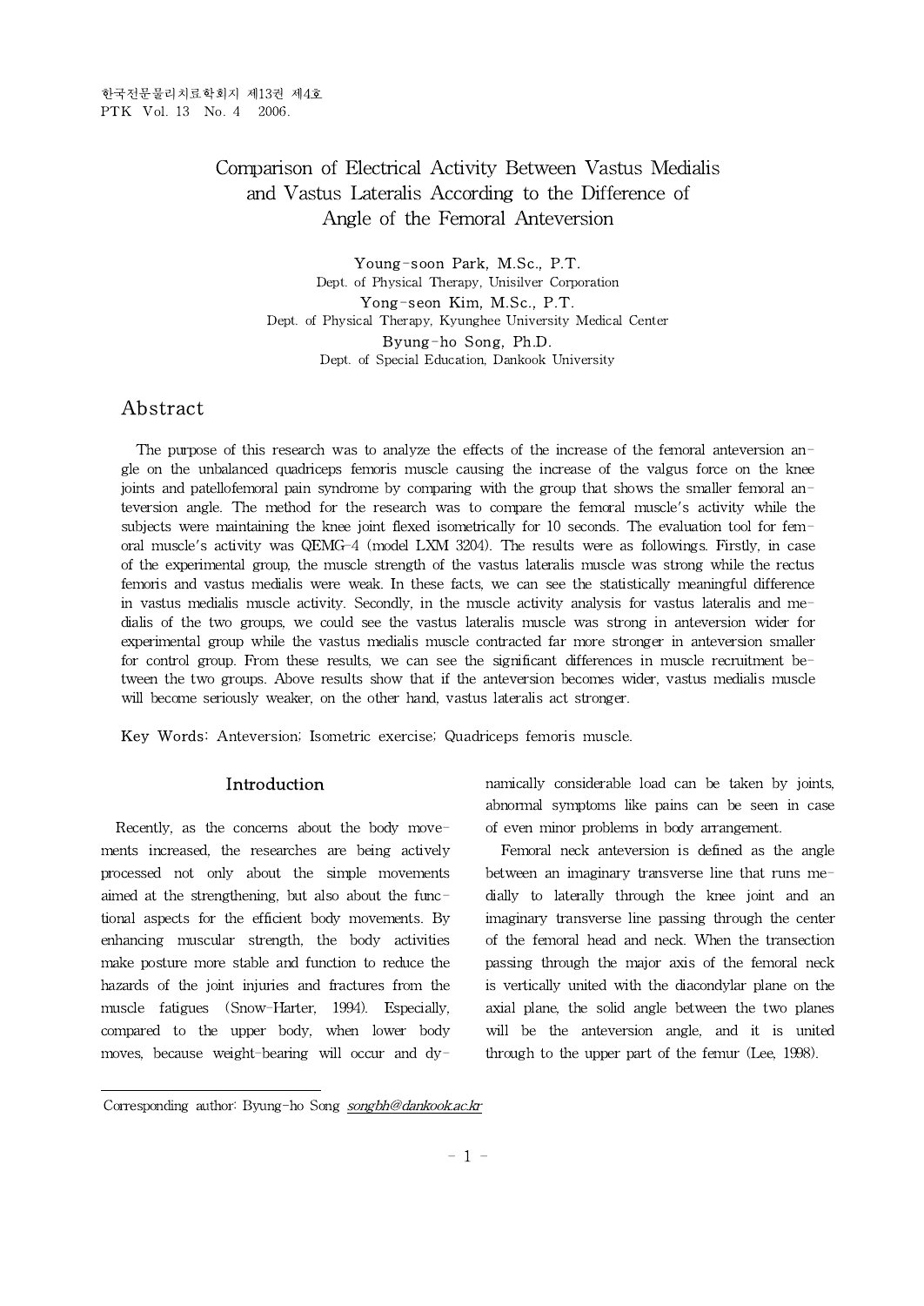# Comparison of Electrical Activity Between Vastus Medialis and Vastus Lateralis According to the Difference of Angle of the Femoral Anteversion

Young-soon Park, M.Sc., P.T.
Dept. of Physical Therapy, Unisilver Corporation

Yong-seon Kim, M.Sc., P.T.
Dept. of Physical Therapy, Kyunghee University Medical Center

Byung-ho Song, Ph.D.
Dept. of Special Education, Dankook University

## Abstract

The purpose of this research was to analyze the effects of the increase of the femoral anteversion angle on the unbalanced quadriceps femoris muscle causing the increase of the valgus force on the knee joints and patellofemoral pain syndrome by comparing with the group that shows the smaller femoral anteversion angle. The method for the research was to compare the femoral muscle's activity while the subjects were maintaining the knee joint flexed isometrically for 10 seconds. The evaluation tool for femoral muscle's activity was QEMG-4 (model LXM 3204). The results were as followings. Firstly, in case of the experimental group, the muscle strength of the vastus lateralis muscle was strong while the rectus femoris and vastus medialis were weak. In these facts, we can see the statistically meaningful difference in vastus medialis muscle activity. Secondly, in the muscle activity analysis for vastus lateralis and medialis of the two groups, we could see the vastus lateralis muscle was strong in anteversion wider for experimental group while the vastus medialis muscle contracted far more stronger in anteversion smaller for control group. From these results, we can see the significant differences in muscle recruitment between the two groups. Above results show that if the anteversion becomes wider, vastus medialis muscle will become seriously weaker, on the other hand, vastus lateralis act stronger.

**Key Words:** Anteversion; Isometric exercise; Quadriceps femoris muscle.

## Introduction

Recently, as the concerns about the body movements increased, the researches are being actively processed not only about the simple movements aimed at the strengthening, but also about the functional aspects for the efficient body movements. By enhancing muscular strength, the body activities make posture more stable and function to reduce the hazards of the joint injuries and fractures from the muscle fatigues (Snow-Harter, 1994). Especially, compared to the upper body, when lower body moves, because weight-bearing will occur and dynamically considerable load can be taken by joints, abnormal symptoms like pains can be seen in case of even minor problems in body arrangement.

Femoral neck anteversion is defined as the angle between an imaginary transverse line that runs medially to laterally through the knee joint and an imaginary transverse line passing through the center of the femoral head and neck. When the transection passing through the major axis of the femoral neck is vertically united with the diacondylar plane on the axial plane, the solid angle between the two planes will be the anteversion angle, and it is united through to the upper part of the femur (Lee, 1998).

Corresponding author: Byung-ho Song songbh@dankook.ac.kr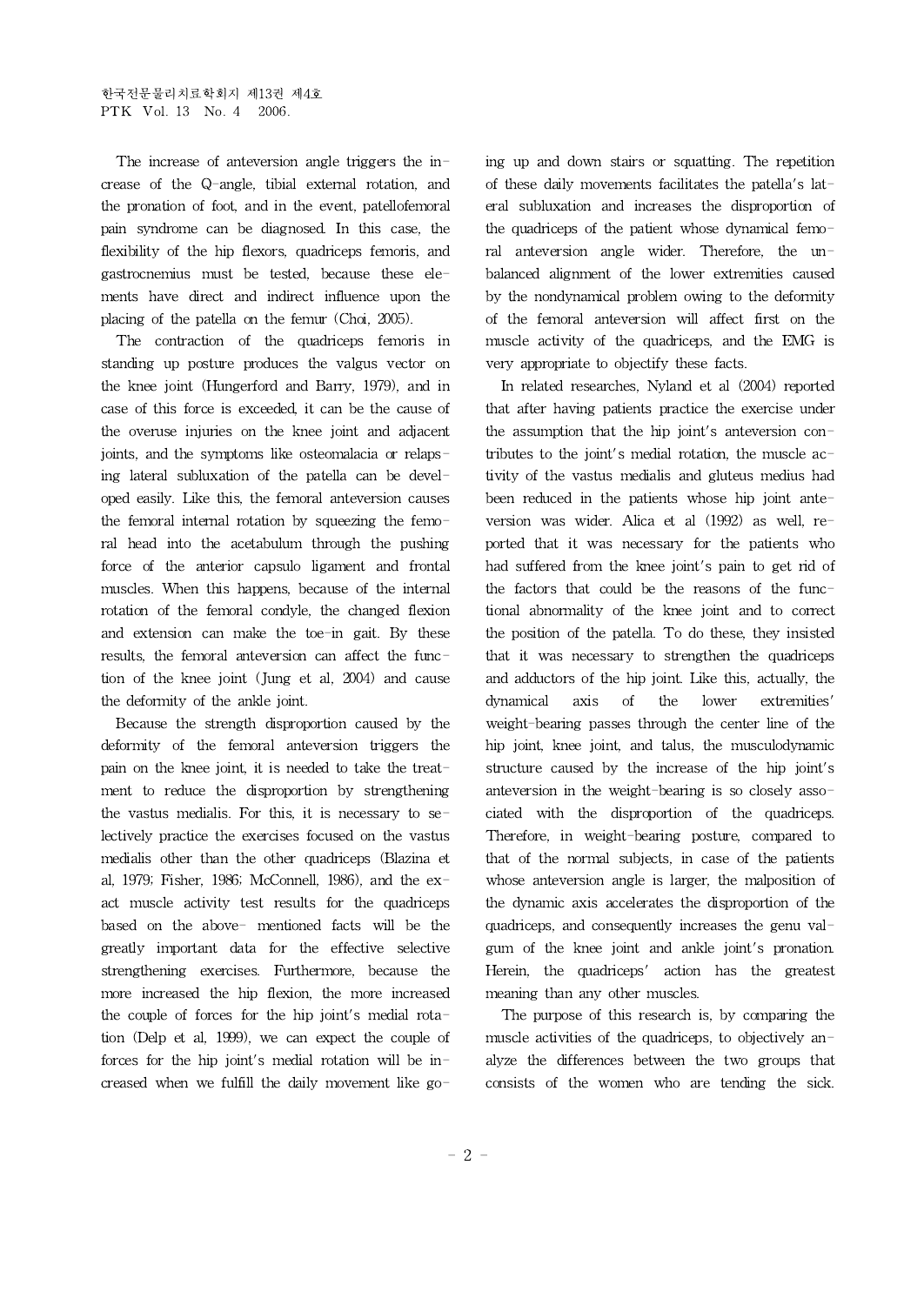The increase of anteversion angle triggers the increase of the Q-angle, tibial external rotation, and the pronation of foot, and in the event, patellofemoral pain syndrome can be diagnosed. In this case, the flexibility of the hip flexors, quadriceps femoris, and gastrocnemius must be tested, because these elements have direct and indirect influence upon the placing of the patella on the femur (Choi, 2005).

The contraction of the quadriceps femoris in standing up posture produces the valgus vector on the knee joint (Hungerford and Barry, 1979), and in case of this force is exceeded, it can be the cause of the overuse injuries on the knee joint and adjacent joints, and the symptoms like osteomalacia or relapsing lateral subluxation of the patella can be developed easily. Like this, the femoral anteversion causes the femoral internal rotation by squeezing the femoral head into the acetabulum through the pushing force of the anterior capsulo ligament and frontal muscles. When this happens, because of the internal rotation of the femoral condyle, the changed flexion and extension can make the toe-in gait. By these results, the femoral anteversion can affect the function of the knee joint (Jung et al, 2004) and cause the deformity of the ankle joint.

Because the strength disproportion caused by the deformity of the femoral anteversion triggers the pain on the knee joint, it is needed to take the treatment to reduce the disproportion by strengthening the vastus medialis. For this, it is necessary to selectively practice the exercises focused on the vastus medialis other than the other quadriceps (Blazina et al, 1979; Fisher, 1986; McConnell, 1986), and the exact muscle activity test results for the quadriceps based on the above- mentioned facts will be the greatly important data for the effective selective strengthening exercises. Furthermore, because the more increased the hip flexion, the more increased the couple of forces for the hip joint's medial rotation (Delp et al, 1999), we can expect the couple of forces for the hip joint's medial rotation will be increased when we fulfill the daily movement like going up and down stairs or squatting. The repetition of these daily movements facilitates the patella's lateral subluxation and increases the disproportion of the quadriceps of the patient whose dynamical femoral anteversion angle wider. Therefore, the unbalanced alignment of the lower extremities caused by the nondynamical problem owing to the deformity of the femoral anteversion will affect first on the muscle activity of the quadriceps, and the EMG is very appropriate to objectify these facts.

In related researches, Nyland et al (2004) reported that after having patients practice the exercise under the assumption that the hip joint's anteversion contributes to the joint's medial rotation, the muscle activity of the vastus medialis and gluteus medius had been reduced in the patients whose hip joint anteversion was wider. Alica et al (1992) as well, reported that it was necessary for the patients who had suffered from the knee joint's pain to get rid of the factors that could be the reasons of the functional abnormality of the knee joint and to correct the position of the patella. To do these, they insisted that it was necessary to strengthen the quadriceps and adductors of the hip joint. Like this, actually, the dynamical axis of the lower extremities' weight-bearing passes through the center line of the hip joint, knee joint, and talus, the musculodynamic structure caused by the increase of the hip joint's anteversion in the weight-bearing is so closely associated with the disproportion of the quadriceps. Therefore, in weight-bearing posture, compared to that of the normal subjects, in case of the patients whose anteversion angle is larger, the malposition of the dynamic axis accelerates the disproportion of the quadriceps, and consequently increases the genu valgum of the knee joint and ankle joint's pronation. Herein, the quadriceps' action has the greatest meaning than any other muscles.

The purpose of this research is, by comparing the muscle activities of the quadriceps, to objectively analyze the differences between the two groups that consists of the women who are tending the sick.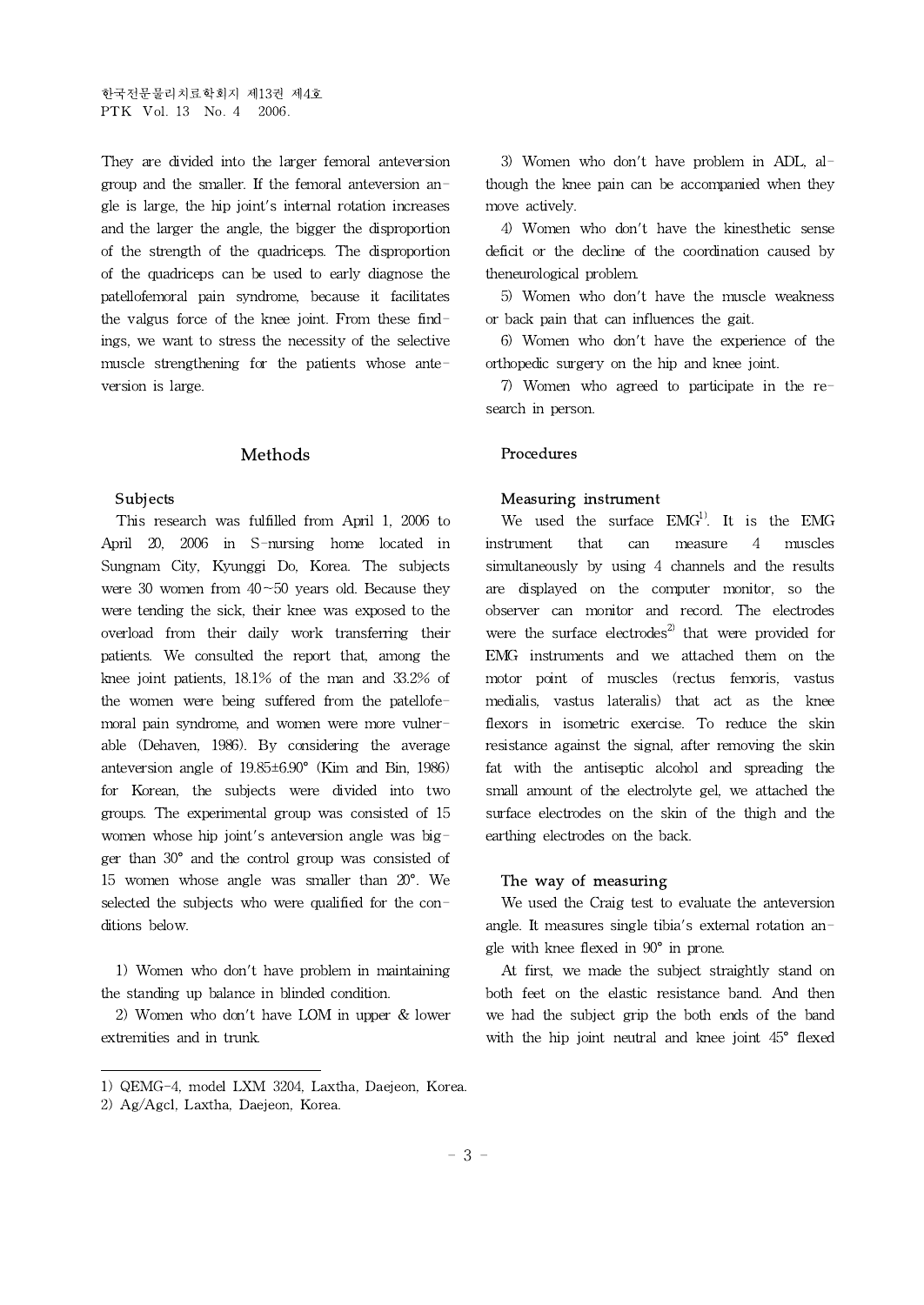They are divided into the larger femoral anteversion group and the smaller. If the femoral anteversion angle is large, the hip joint's internal rotation increases and the larger the angle, the bigger the disproportion of the strength of the quadriceps. The disproportion of the quadriceps can be used to early diagnose the patellofemoral pain syndrome, because it facilitates the valgus force of the knee joint. From these findings, we want to stress the necessity of the selective muscle strengthening for the patients whose anteversion is large.

## Methods

### Subjects

This research was fulfilled from April 1, 2006 to April 20, 2006 in S-nursing home located in Sungnam City, Kyunggi Do, Korea. The subjects were 30 women from 40~50 years old. Because they were tending the sick, their knee was exposed to the overload from their daily work transferring their patients. We consulted the report that, among the knee joint patients, 18.1% of the man and 33.2% of the women were being suffered from the patellofemoral pain syndrome, and women were more vulnerable (Dehaven, 1986). By considering the average anteversion angle of 19.85±6.90° (Kim and Bin, 1986) for Korean, the subjects were divided into two groups. The experimental group was consisted of 15 women whose hip joint's anteversion angle was bigger than 30° and the control group was consisted of 15 women whose angle was smaller than 20°. We selected the subjects who were qualified for the conditions below.

1) Women who don't have problem in maintaining the standing up balance in blinded condition.

2) Women who don't have LOM in upper & lower extremities and in trunk.

3) Women who don't have problem in ADL, although the knee pain can be accompanied when they move actively.

4) Women who don't have the kinesthetic sense deficit or the decline of the coordination caused by theneurological problem.

5) Women who don't have the muscle weakness or back pain that can influences the gait.

6) Women who don't have the experience of the orthopedic surgery on the hip and knee joint.

7) Women who agreed to participate in the research in person.

### Procedures

#### Measuring instrument

We used the surface EMG[1]. It is the EMG instrument that can measure 4 muscles simultaneously by using 4 channels and the results are displayed on the computer monitor, so the observer can monitor and record. The electrodes were the surface electrodes[2] that were provided for EMG instruments and we attached them on the motor point of muscles (rectus femoris, vastus medialis, vastus lateralis) that act as the knee flexors in isometric exercise. To reduce the skin resistance against the signal, after removing the skin fat with the antiseptic alcohol and spreading the small amount of the electrolyte gel, we attached the surface electrodes on the skin of the thigh and the earthing electrodes on the back.

#### The way of measuring

We used the Craig test to evaluate the anteversion angle. It measures single tibia's external rotation angle with knee flexed in 90° in prone.

At first, we made the subject straightly stand on both feet on the elastic resistance band. And then we had the subject grip the both ends of the band with the hip joint neutral and knee joint 45° flexed

---

1) QEMG-4, model LXM 3204, Laxtha, Daejeon, Korea.

2) Ag/Agcl, Laxtha, Daejeon, Korea.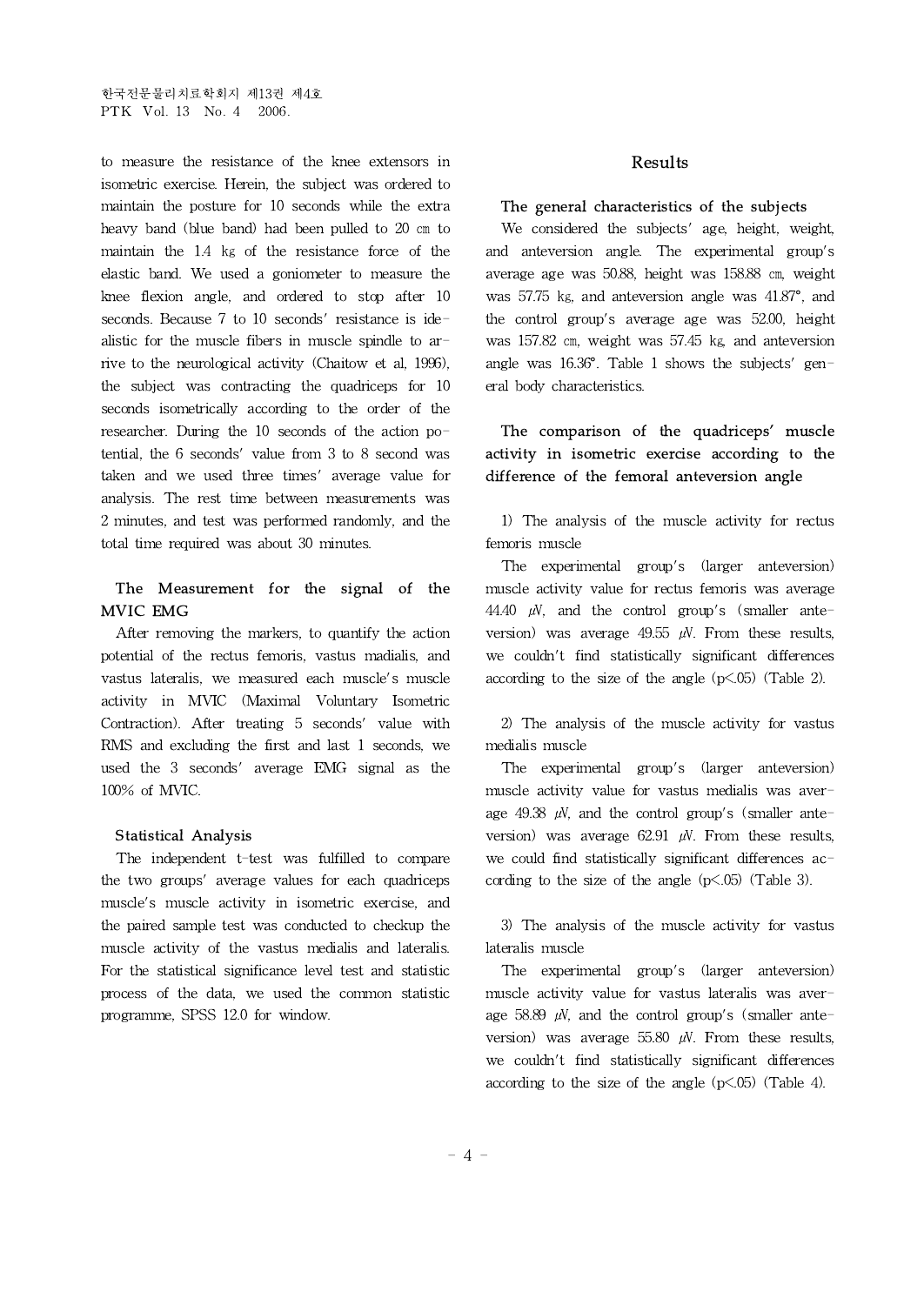to measure the resistance of the knee extensors in isometric exercise. Herein, the subject was ordered to maintain the posture for 10 seconds while the extra heavy band (blue band) had been pulled to 20 ㎝ to maintain the 1.4 ㎏ of the resistance force of the elastic band. We used a goniometer to measure the knee flexion angle, and ordered to stop after 10 seconds. Because 7 to 10 seconds' resistance is idealistic for the muscle fibers in muscle spindle to arrive to the neurological activity (Chaitow et al, 1996), the subject was contracting the quadriceps for 10 seconds isometrically according to the order of the researcher. During the 10 seconds of the action potential, the 6 seconds' value from 3 to 8 second was taken and we used three times' average value for analysis. The rest time between measurements was 2 minutes, and test was performed randomly, and the total time required was about 30 minutes.

### The Measurement for the signal of the MVIC EMG

After removing the markers, to quantify the action potential of the rectus femoris, vastus madialis, and vastus lateralis, we measured each muscle's muscle activity in MVIC (Maximal Voluntary Isometric Contraction). After treating 5 seconds' value with RMS and excluding the first and last 1 seconds, we used the 3 seconds' average EMG signal as the 100% of MVIC.

### Statistical Analysis

The independent t-test was fulfilled to compare the two groups' average values for each quadriceps muscle's muscle activity in isometric exercise, and the paired sample test was conducted to checkup the muscle activity of the vastus medialis and lateralis. For the statistical significance level test and statistic process of the data, we used the common statistic programme, SPSS 12.0 for window.

## Results

### The general characteristics of the subjects

We considered the subjects' age, height, weight, and anteversion angle. The experimental group's average age was 50.88, height was 158.88 ㎝, weight was 57.75 ㎏, and anteversion angle was 41.87°, and the control group's average age was 52.00, height was 157.82 ㎝, weight was 57.45 ㎏, and anteversion angle was 16.36°. Table 1 shows the subjects' general body characteristics.

### The comparison of the quadriceps' muscle activity in isometric exercise according to the difference of the femoral anteversion angle

1) The analysis of the muscle activity for rectus femoris muscle

The experimental group's (larger anteversion) muscle activity value for rectus femoris was average 44.40 ㎶, and the control group's (smaller anteversion) was average 49.55 ㎶. From these results, we couldn't find statistically significant differences according to the size of the angle ($p<.05$) (Table 2).

2) The analysis of the muscle activity for vastus medialis muscle

The experimental group's (larger anteversion) muscle activity value for vastus medialis was average 49.38 ㎶, and the control group's (smaller anteversion) was average 62.91 ㎶. From these results, we could find statistically significant differences according to the size of the angle ($p<.05$) (Table 3).

3) The analysis of the muscle activity for vastus lateralis muscle

The experimental group's (larger anteversion) muscle activity value for vastus lateralis was average 58.89 ㎶, and the control group's (smaller anteversion) was average 55.80 ㎶. From these results, we couldn't find statistically significant differences according to the size of the angle ($p<.05$) (Table 4).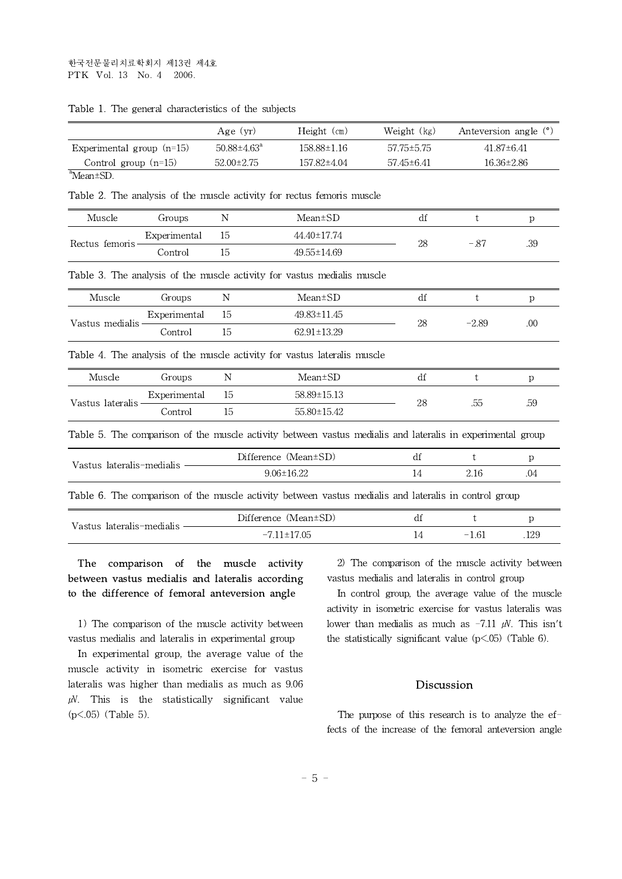Table 1. The general characteristics of the subjects

| | Age (yr) | Height (㎝) | Weight (㎏) | Anteversion angle (°) |
|---|---|---|---|---|
| Experimental group (n=15) | 50.88±4.63[a] | 158.88±1.16 | 57.75±5.75 | 41.87±6.41 |
| Control group (n=15) | 52.00±2.75 | 157.82±4.04 | 57.45±6.41 | 16.36±2.86 |

[a]Mean±SD.

Table 2. The analysis of the muscle activity for rectus femoris muscle

| Muscle | Groups | N | Mean±SD | df | t | p |
|---|---|---|---|---|---|---|
| Rectus femoris | Experimental | 15 | 44.40±17.74 | 28 | -.87 | .39 |
| | Control | 15 | 49.55±14.69 | | | |

Table 3. The analysis of the muscle activity for vastus medialis muscle

| Muscle | Groups | N | Mean±SD | df | t | p |
|---|---|---|---|---|---|---|
| Vastus medialis | Experimental | 15 | 49.83±11.45 | 28 | -2.89 | .00 |
| | Control | 15 | 62.91±13.29 | | | |

Table 4. The analysis of the muscle activity for vastus lateralis muscle

| Muscle | Groups | N | Mean±SD | df | t | p |
|---|---|---|---|---|---|---|
| Vastus lateralis | Experimental | 15 | 58.89±15.13 | 28 | .55 | .59 |
| | Control | 15 | 55.80±15.42 | | | |

Table 5. The comparison of the muscle activity between vastus medialis and lateralis in experimental group

| | Difference (Mean±SD) | df | t | p |
|---|---|---|---|---|
| Vastus lateralis-medialis | 9.06±16.22 | 14 | 2.16 | .04 |

Table 6. The comparison of the muscle activity between vastus medialis and lateralis in control group

| | Difference (Mean±SD) | df | t | p |
|---|---|---|---|---|
| Vastus lateralis-medialis | -7.11±17.05 | 14 | -1.61 | .129 |

**The comparison of the muscle activity between vastus medialis and lateralis according to the difference of femoral anteversion angle**

1) The comparison of the muscle activity between vastus medialis and lateralis in experimental group

In experimental group, the average value of the muscle activity in isometric exercise for vastus lateralis was higher than medialis as much as 9.06 ㎶. This is the statistically significant value ($p<.05$) (Table 5).

2) The comparison of the muscle activity between vastus medialis and lateralis in control group

In control group, the average value of the muscle activity in isometric exercise for vastus lateralis was lower than medialis as much as -7.11 ㎶. This isn't the statistically significant value ($p<.05$) (Table 6).

## Discussion

The purpose of this research is to analyze the effects of the increase of the femoral anteversion angle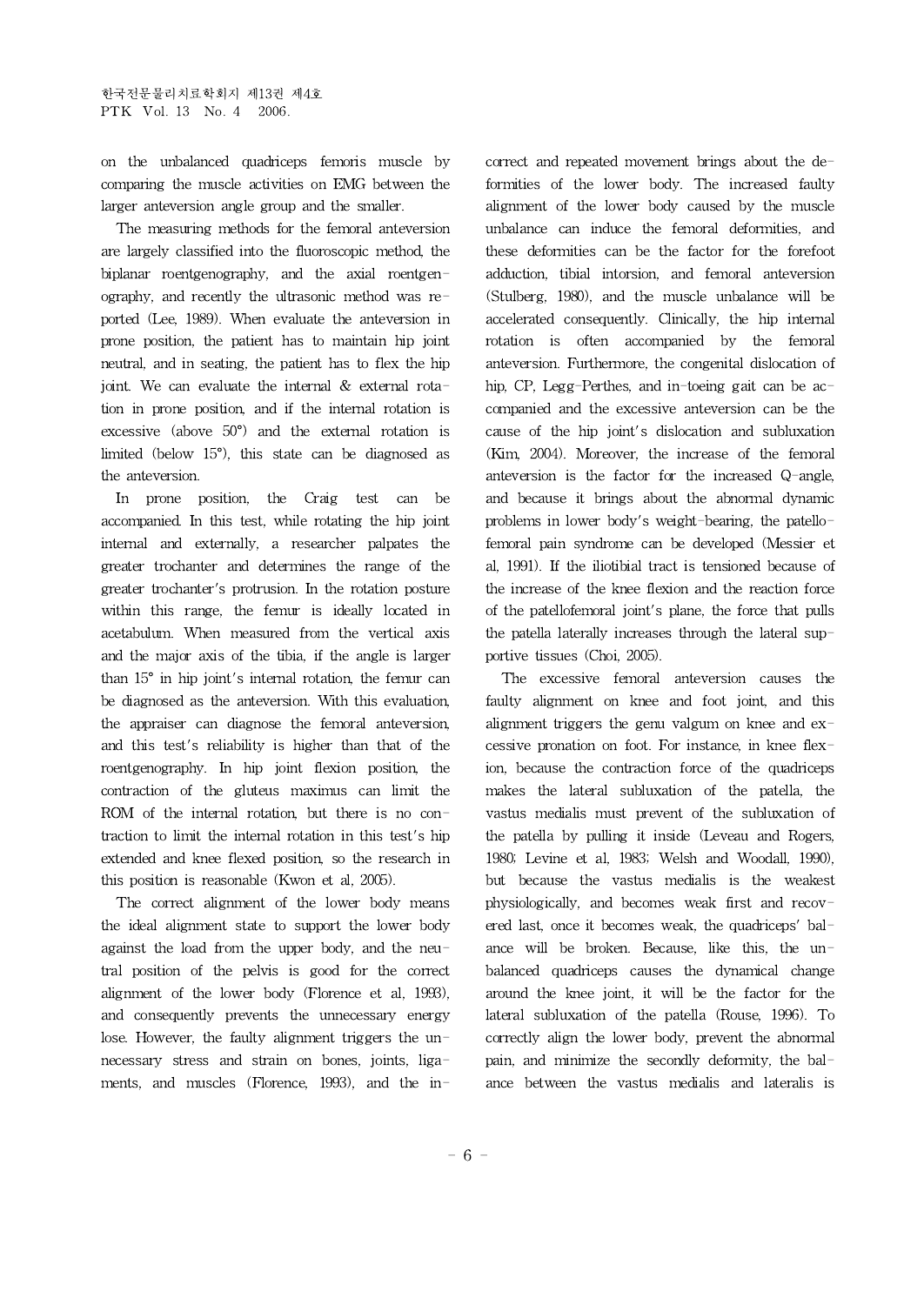on the unbalanced quadriceps femoris muscle by comparing the muscle activities on EMG between the larger anteversion angle group and the smaller.

The measuring methods for the femoral anteversion are largely classified into the fluoroscopic method, the biplanar roentgenography, and the axial roentgenography, and recently the ultrasonic method was reported (Lee, 1989). When evaluate the anteversion in prone position, the patient has to maintain hip joint neutral, and in seating, the patient has to flex the hip joint. We can evaluate the internal & external rotation in prone position, and if the internal rotation is excessive (above 50°) and the external rotation is limited (below 15°), this state can be diagnosed as the anteversion.

In prone position, the Craig test can be accompanied. In this test, while rotating the hip joint internal and externally, a researcher palpates the greater trochanter and determines the range of the greater trochanter's protrusion. In the rotation posture within this range, the femur is ideally located in acetabulum. When measured from the vertical axis and the major axis of the tibia, if the angle is larger than 15° in hip joint's internal rotation, the femur can be diagnosed as the anteversion. With this evaluation, the appraiser can diagnose the femoral anteversion, and this test's reliability is higher than that of the roentgenography. In hip joint flexion position, the contraction of the gluteus maximus can limit the ROM of the internal rotation, but there is no contraction to limit the internal rotation in this test's hip extended and knee flexed position, so the research in this position is reasonable (Kwon et al, 2005).

The correct alignment of the lower body means the ideal alignment state to support the lower body against the load from the upper body, and the neutral position of the pelvis is good for the correct alignment of the lower body (Florence et al, 1993), and consequently prevents the unnecessary energy lose. However, the faulty alignment triggers the unnecessary stress and strain on bones, joints, ligaments, and muscles (Florence, 1993), and the incorrect and repeated movement brings about the deformities of the lower body. The increased faulty alignment of the lower body caused by the muscle unbalance can induce the femoral deformities, and these deformities can be the factor for the forefoot adduction, tibial intorsion, and femoral anteversion (Stulberg, 1980), and the muscle unbalance will be accelerated consequently. Clinically, the hip internal rotation is often accompanied by the femoral anteversion. Furthermore, the congenital dislocation of hip, CP, Legg-Perthes, and in-toeing gait can be accompanied and the excessive anteversion can be the cause of the hip joint's dislocation and subluxation (Kim, 2004). Moreover, the increase of the femoral anteversion is the factor for the increased Q-angle, and because it brings about the abnormal dynamic problems in lower body's weight-bearing, the patellofemoral pain syndrome can be developed (Messier et al, 1991). If the iliotibial tract is tensioned because of the increase of the knee flexion and the reaction force of the patellofemoral joint's plane, the force that pulls the patella laterally increases through the lateral supportive tissues (Choi, 2005).

The excessive femoral anteversion causes the faulty alignment on knee and foot joint, and this alignment triggers the genu valgum on knee and excessive pronation on foot. For instance, in knee flexion, because the contraction force of the quadriceps makes the lateral subluxation of the patella, the vastus medialis must prevent of the subluxation of the patella by pulling it inside (Leveau and Rogers, 1980; Levine et al, 1983; Welsh and Woodall, 1990), but because the vastus medialis is the weakest physiologically, and becomes weak first and recovered last, once it becomes weak, the quadriceps' balance will be broken. Because, like this, the unbalanced quadriceps causes the dynamical change around the knee joint, it will be the factor for the lateral subluxation of the patella (Rouse, 1996). To correctly align the lower body, prevent the abnormal pain, and minimize the secondly deformity, the balance between the vastus medialis and lateralis is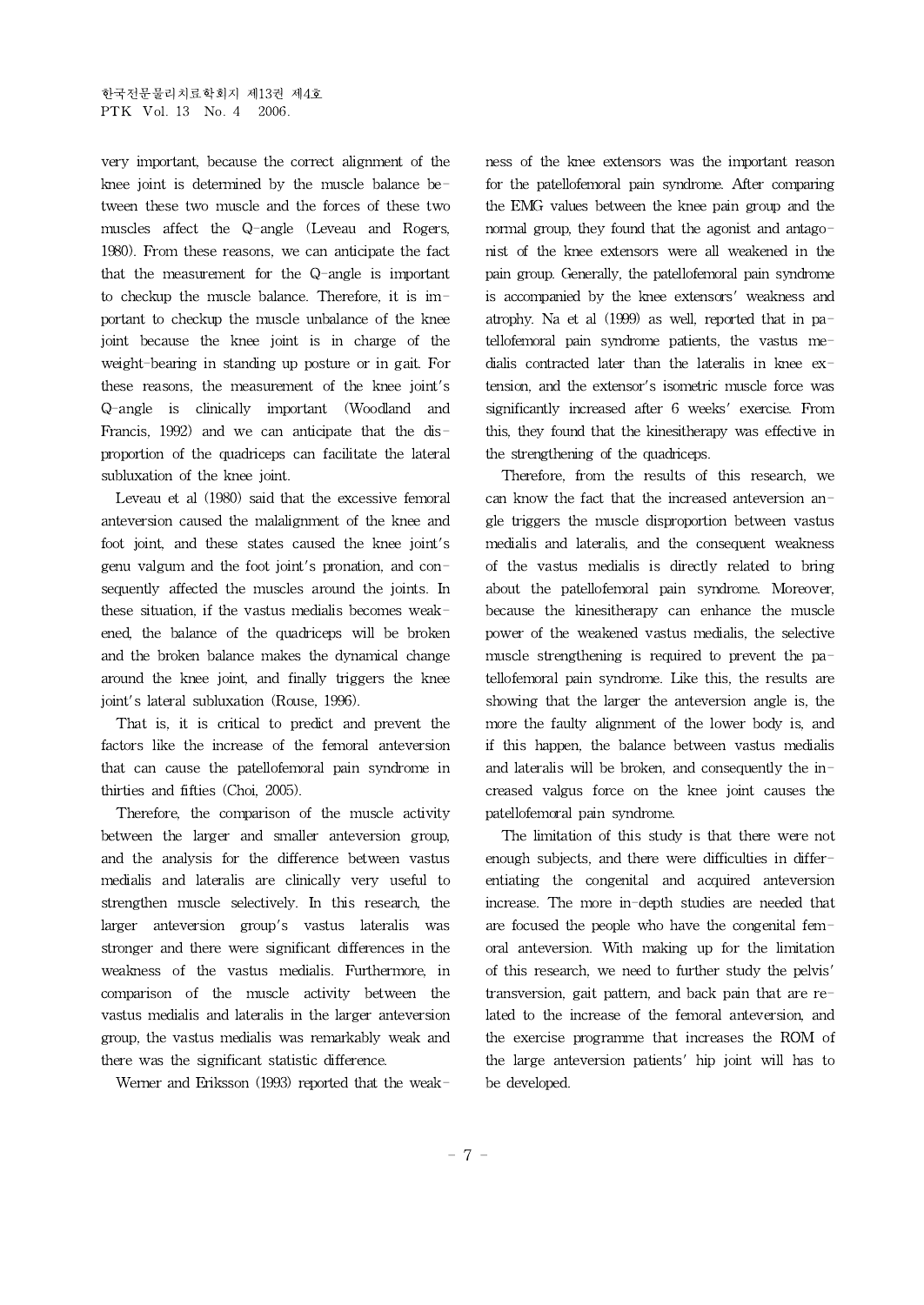very important, because the correct alignment of the knee joint is determined by the muscle balance between these two muscle and the forces of these two muscles affect the Q-angle (Leveau and Rogers, 1980). From these reasons, we can anticipate the fact that the measurement for the Q-angle is important to checkup the muscle balance. Therefore, it is important to checkup the muscle unbalance of the knee joint because the knee joint is in charge of the weight-bearing in standing up posture or in gait. For these reasons, the measurement of the knee joint's Q-angle is clinically important (Woodland and Francis, 1992) and we can anticipate that the disproportion of the quadriceps can facilitate the lateral subluxation of the knee joint.

Leveau et al (1980) said that the excessive femoral anteversion caused the malalignment of the knee and foot joint, and these states caused the knee joint's genu valgum and the foot joint's pronation, and consequently affected the muscles around the joints. In these situation, if the vastus medialis becomes weakened, the balance of the quadriceps will be broken and the broken balance makes the dynamical change around the knee joint, and finally triggers the knee joint's lateral subluxation (Rouse, 1996).

That is, it is critical to predict and prevent the factors like the increase of the femoral anteversion that can cause the patellofemoral pain syndrome in thirties and fifties (Choi, 2005).

Therefore, the comparison of the muscle activity between the larger and smaller anteversion group, and the analysis for the difference between vastus medialis and lateralis are clinically very useful to strengthen muscle selectively. In this research, the larger anteversion group's vastus lateralis was stronger and there were significant differences in the weakness of the vastus medialis. Furthermore, in comparison of the muscle activity between the vastus medialis and lateralis in the larger anteversion group, the vastus medialis was remarkably weak and there was the significant statistic difference.

Werner and Eriksson (1993) reported that the weakness of the knee extensors was the important reason for the patellofemoral pain syndrome. After comparing the EMG values between the knee pain group and the normal group, they found that the agonist and antagonist of the knee extensors were all weakened in the pain group. Generally, the patellofemoral pain syndrome is accompanied by the knee extensors' weakness and atrophy. Na et al (1999) as well, reported that in patellofemoral pain syndrome patients, the vastus medialis contracted later than the lateralis in knee extension, and the extensor's isometric muscle force was significantly increased after 6 weeks' exercise. From this, they found that the kinesitherapy was effective in the strengthening of the quadriceps.

Therefore, from the results of this research, we can know the fact that the increased anteversion angle triggers the muscle disproportion between vastus medialis and lateralis, and the consequent weakness of the vastus medialis is directly related to bring about the patellofemoral pain syndrome. Moreover, because the kinesitherapy can enhance the muscle power of the weakened vastus medialis, the selective muscle strengthening is required to prevent the patellofemoral pain syndrome. Like this, the results are showing that the larger the anteversion angle is, the more the faulty alignment of the lower body is, and if this happen, the balance between vastus medialis and lateralis will be broken, and consequently the increased valgus force on the knee joint causes the patellofemoral pain syndrome.

The limitation of this study is that there were not enough subjects, and there were difficulties in differentiating the congenital and acquired anteversion increase. The more in-depth studies are needed that are focused the people who have the congenital femoral anteversion. With making up for the limitation of this research, we need to further study the pelvis' transversion, gait pattern, and back pain that are related to the increase of the femoral anteversion, and the exercise programme that increases the ROM of the large anteversion patients' hip joint will has to be developed.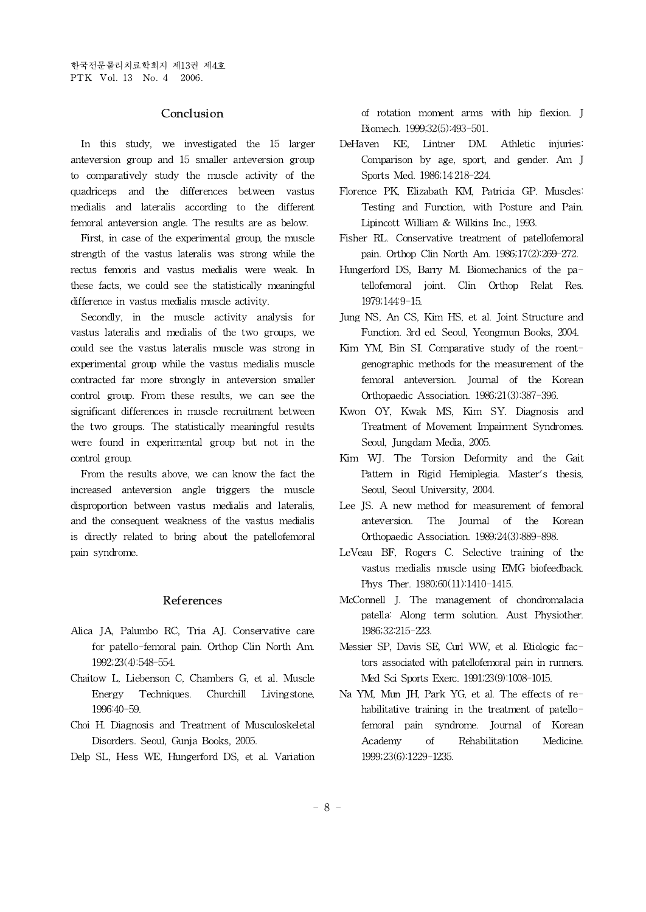## Conclusion

In this study, we investigated the 15 larger anteversion group and 15 smaller anteversion group to comparatively study the muscle activity of the quadriceps and the differences between vastus medialis and lateralis according to the different femoral anteversion angle. The results are as below.

First, in case of the experimental group, the muscle strength of the vastus lateralis was strong while the rectus femoris and vastus medialis were weak. In these facts, we could see the statistically meaningful difference in vastus medialis muscle activity.

Secondly, in the muscle activity analysis for vastus lateralis and medialis of the two groups, we could see the vastus lateralis muscle was strong in experimental group while the vastus medialis muscle contracted far more strongly in anteversion smaller control group. From these results, we can see the significant differences in muscle recruitment between the two groups. The statistically meaningful results were found in experimental group but not in the control group.

From the results above, we can know the fact the increased anteversion angle triggers the muscle disproportion between vastus medialis and lateralis, and the consequent weakness of the vastus medialis is directly related to bring about the patellofemoral pain syndrome.

## References

Alica JA, Palumbo RC, Tria AJ. Conservative care for patello-femoral pain. Orthop Clin North Am. 1992;23(4):548-554.

Chaitow L, Liebenson C, Chambers G, et al. Muscle Energy Techniques. Churchill Livingstone, 1996:40-59.

Choi H. Diagnosis and Treatment of Musculoskeletal Disorders. Seoul, Gunja Books, 2005.

Delp SL, Hess WE, Hungerford DS, et al. Variation of rotation moment arms with hip flexion. J Biomech. 1999;32(5):493-501.

DeHaven KE, Lintner DM. Athletic injuries: Comparison by age, sport, and gender. Am J Sports Med. 1986;14:218-224.

Florence PK, Elizabath KM, Patricia GP. Muscles: Testing and Function, with Posture and Pain. Lipincott William & Wilkins Inc., 1993.

Fisher RL. Conservative treatment of patellofemoral pain. Orthop Clin North Am. 1986;17(2):269-272.

Hungerford DS, Barry M. Biomechanics of the patellofemoral joint. Clin Orthop Relat Res. 1979;144:9-15.

Jung NS, An CS, Kim HS, et al. Joint Structure and Function. 3rd ed. Seoul, Yeongmun Books, 2004.

Kim YM, Bin SI. Comparative study of the roentgenographic methods for the measurement of the femoral anteversion. Journal of the Korean Orthopaedic Association. 1986;21(3):387-396.

Kwon OY, Kwak MS, Kim SY. Diagnosis and Treatment of Movement Impairment Syndromes. Seoul, Jungdam Media, 2005.

Kim WJ. The Torsion Deformity and the Gait Pattern in Rigid Hemiplegia. Master's thesis, Seoul, Seoul University, 2004.

Lee JS. A new method for measurement of femoral anteversion. The Journal of the Korean Orthopaedic Association. 1989;24(3):889-898.

LeVeau BF, Rogers C. Selective training of the vastus medialis muscle using EMG biofeedback. Phys Ther. 1980;60(11):1410-1415.

McConnell J. The management of chondromalacia patella: Along term solution. Aust Physiother. 1986;32:215-223.

Messier SP, Davis SE, Curl WW, et al. Etiologic factors associated with patellofemoral pain in runners. Med Sci Sports Exerc. 1991;23(9):1008-1015.

Na YM, Mun JH, Park YG, et al. The effects of rehabilitative training in the treatment of patellofemoral pain syndrome. Journal of Korean Academy of Rehabilitation Medicine. 1999;23(6):1229-1235.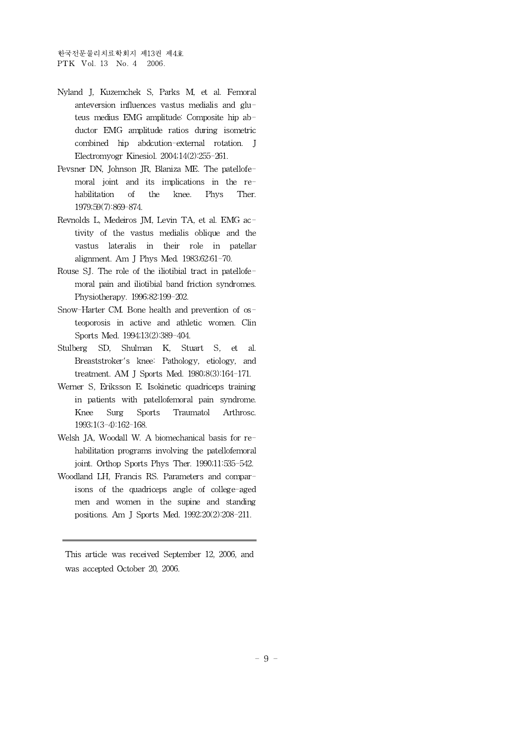Nyland J, Kuzemchek S, Parks M, et al. Femoral anteversion influences vastus medialis and gluteus medius EMG amplitude: Composite hip abductor EMG amplitude ratios during isometric combined hip abdcution-external rotation. J Electromyogr Kinesiol. 2004;14(2):255-261.

Pevsner DN, Johnson JR, Blaniza ME. The patellofemoral joint and its implications in the rehabilitation of the knee. Phys Ther. 1979;59(7):869-874.

Revnolds L, Medeiros JM, Levin TA, et al. EMG activity of the vastus medialis oblique and the vastus lateralis in their role in patellar alignment. Am J Phys Med. 1983;62:61-70.

Rouse SJ. The role of the iliotibial tract in patellofemoral pain and iliotibial band friction syndromes. Physiotherapy. 1996;82:199-202.

Snow-Harter CM. Bone health and prevention of osteoporosis in active and athletic women. Clin Sports Med. 1994;13(2):389-404.

Stulberg SD, Shulman K, Stuart S, et al. Breaststroker's knee: Pathology, etiology, and treatment. AM J Sports Med. 1980;8(3):164-171.

Werner S, Eriksson E. Isokinetic quadriceps training in patients with patellofemoral pain syndrome. Knee Surg Sports Traumatol Arthrosc. 1993;1(3-4):162-168.

Welsh JA, Woodall W. A biomechanical basis for rehabilitation programs involving the patellofemoral joint. Orthop Sports Phys Ther. 1990;11:535-542.

Woodland LH, Francis RS. Parameters and comparisons of the quadriceps angle of college-aged men and women in the supine and standing positions. Am J Sports Med. 1992;20(2):208-211.

---

This article was received September 12, 2006, and was accepted October 20, 2006.